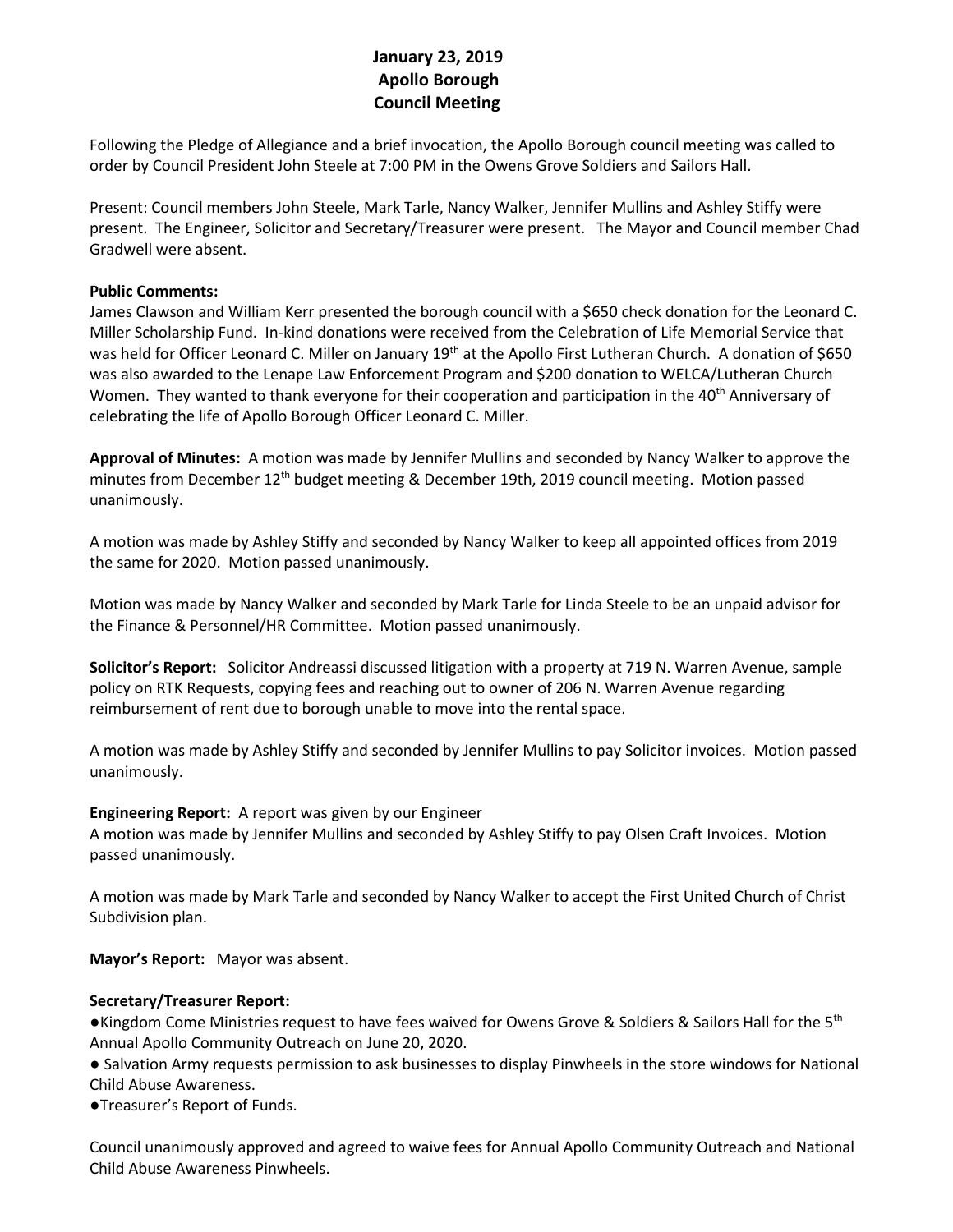**January 23, 2019**
**Apollo Borough**
**Council Meeting**

Following the Pledge of Allegiance and a brief invocation, the Apollo Borough council meeting was called to order by Council President John Steele at 7:00 PM in the Owens Grove Soldiers and Sailors Hall.

Present: Council members John Steele, Mark Tarle, Nancy Walker, Jennifer Mullins and Ashley Stiffy were present. The Engineer, Solicitor and Secretary/Treasurer were present. The Mayor and Council member Chad Gradwell were absent.

**Public Comments:**
James Clawson and William Kerr presented the borough council with a $650 check donation for the Leonard C. Miller Scholarship Fund. In-kind donations were received from the Celebration of Life Memorial Service that was held for Officer Leonard C. Miller on January 19th at the Apollo First Lutheran Church. A donation of $650 was also awarded to the Lenape Law Enforcement Program and $200 donation to WELCA/Lutheran Church Women. They wanted to thank everyone for their cooperation and participation in the 40th Anniversary of celebrating the life of Apollo Borough Officer Leonard C. Miller.

**Approval of Minutes:** A motion was made by Jennifer Mullins and seconded by Nancy Walker to approve the minutes from December 12th budget meeting & December 19th, 2019 council meeting. Motion passed unanimously.

A motion was made by Ashley Stiffy and seconded by Nancy Walker to keep all appointed offices from 2019 the same for 2020. Motion passed unanimously.

Motion was made by Nancy Walker and seconded by Mark Tarle for Linda Steele to be an unpaid advisor for the Finance & Personnel/HR Committee. Motion passed unanimously.

**Solicitor's Report:** Solicitor Andreassi discussed litigation with a property at 719 N. Warren Avenue, sample policy on RTK Requests, copying fees and reaching out to owner of 206 N. Warren Avenue regarding reimbursement of rent due to borough unable to move into the rental space.

A motion was made by Ashley Stiffy and seconded by Jennifer Mullins to pay Solicitor invoices. Motion passed unanimously.

**Engineering Report:** A report was given by our Engineer
A motion was made by Jennifer Mullins and seconded by Ashley Stiffy to pay Olsen Craft Invoices. Motion passed unanimously.

A motion was made by Mark Tarle and seconded by Nancy Walker to accept the First United Church of Christ Subdivision plan.

**Mayor's Report:** Mayor was absent.

**Secretary/Treasurer Report:**

- Kingdom Come Ministries request to have fees waived for Owens Grove & Soldiers & Sailors Hall for the 5th Annual Apollo Community Outreach on June 20, 2020.
- Salvation Army requests permission to ask businesses to display Pinwheels in the store windows for National Child Abuse Awareness.
- Treasurer's Report of Funds.

Council unanimously approved and agreed to waive fees for Annual Apollo Community Outreach and National Child Abuse Awareness Pinwheels.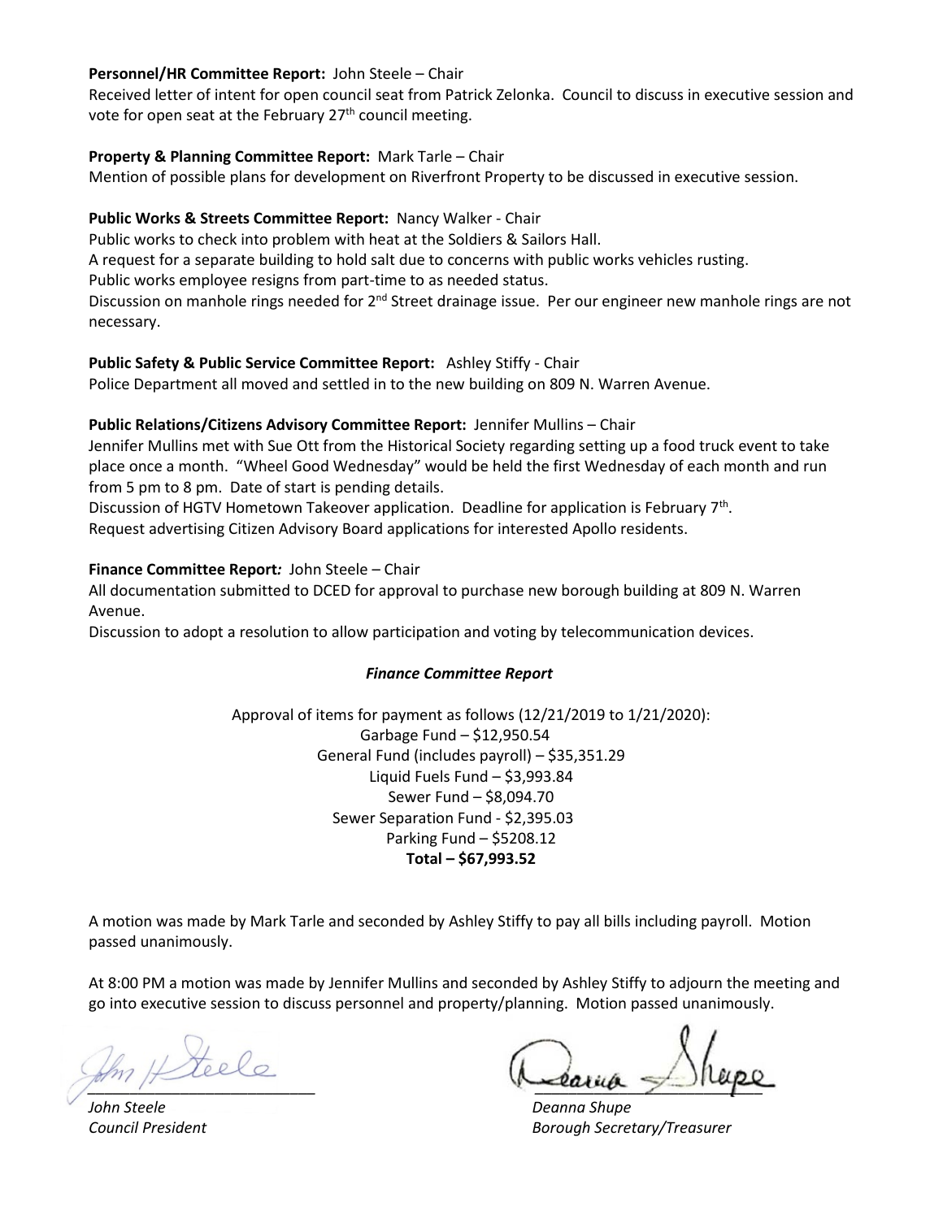**Personnel/HR Committee Report:** John Steele – Chair

Received letter of intent for open council seat from Patrick Zelonka. Council to discuss in executive session and vote for open seat at the February 27th council meeting.

**Property & Planning Committee Report:** Mark Tarle – Chair

Mention of possible plans for development on Riverfront Property to be discussed in executive session.

**Public Works & Streets Committee Report:** Nancy Walker - Chair

Public works to check into problem with heat at the Soldiers & Sailors Hall.

A request for a separate building to hold salt due to concerns with public works vehicles rusting.

Public works employee resigns from part-time to as needed status.

Discussion on manhole rings needed for 2nd Street drainage issue. Per our engineer new manhole rings are not necessary.

**Public Safety & Public Service Committee Report:** Ashley Stiffy - Chair

Police Department all moved and settled in to the new building on 809 N. Warren Avenue.

**Public Relations/Citizens Advisory Committee Report:** Jennifer Mullins – Chair

Jennifer Mullins met with Sue Ott from the Historical Society regarding setting up a food truck event to take place once a month. "Wheel Good Wednesday" would be held the first Wednesday of each month and run from 5 pm to 8 pm. Date of start is pending details.

Discussion of HGTV Hometown Takeover application. Deadline for application is February 7th.

Request advertising Citizen Advisory Board applications for interested Apollo residents.

**Finance Committee Report:** John Steele – Chair

All documentation submitted to DCED for approval to purchase new borough building at 809 N. Warren Avenue.

Discussion to adopt a resolution to allow participation and voting by telecommunication devices.

***Finance Committee Report***

Approval of items for payment as follows (12/21/2019 to 1/21/2020):

Garbage Fund – $12,950.54

General Fund (includes payroll) – $35,351.29

Liquid Fuels Fund – $3,993.84

Sewer Fund – $8,094.70

Sewer Separation Fund - $2,395.03

Parking Fund – $5208.12

**Total – $67,993.52**

A motion was made by Mark Tarle and seconded by Ashley Stiffy to pay all bills including payroll. Motion passed unanimously.

At 8:00 PM a motion was made by Jennifer Mullins and seconded by Ashley Stiffy to adjourn the meeting and go into executive session to discuss personnel and property/planning. Motion passed unanimously.

*John Steele*
*Council President*

*Deanna Shupe*
*Borough Secretary/Treasurer*